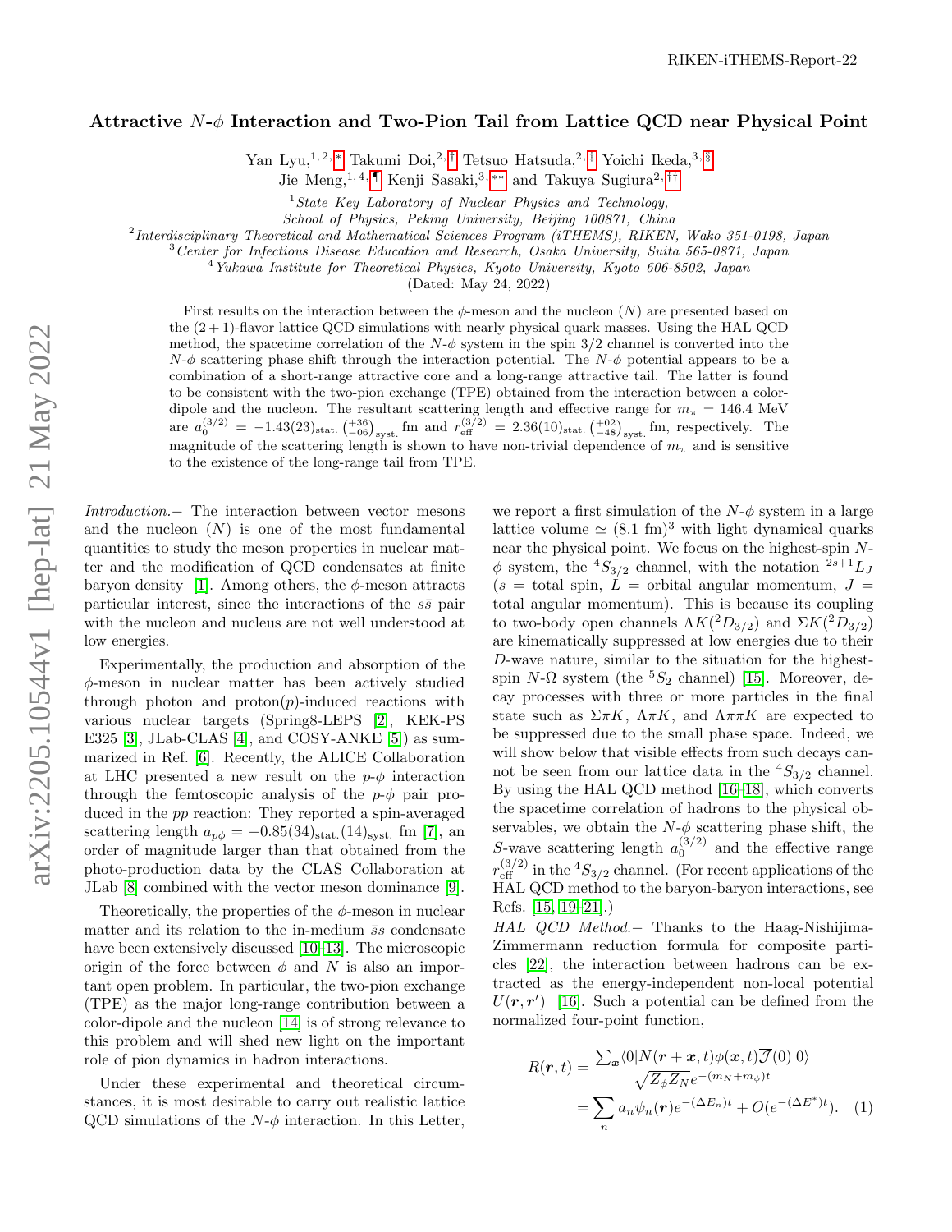RIKEN-iTHEMS-Report-22

# Attractive $N$-$\phi$ Interaction and Two-Pion Tail from Lattice QCD near Physical Point

Yan Lyu,[1,2,*] Takumi Doi,[2,†] Tetsuo Hatsuda,[2,‡] Yoichi Ikeda,[3,§] Jie Meng,[1,4,¶] Kenji Sasaki,[3,**] and Takuya Sugiura[2,††]

[1] *State Key Laboratory of Nuclear Physics and Technology, School of Physics, Peking University, Beijing 100871, China*
[2] *Interdisciplinary Theoretical and Mathematical Sciences Program (iTHEMS), RIKEN, Wako 351-0198, Japan*
[3] *Center for Infectious Disease Education and Research, Osaka University, Suita 565-0871, Japan*
[4] *Yukawa Institute for Theoretical Physics, Kyoto University, Kyoto 606-8502, Japan*

(Dated: May 24, 2022)

First results on the interaction between the $\phi$-meson and the nucleon ($N$) are presented based on the $(2+1)$-flavor lattice QCD simulations with nearly physical quark masses. Using the HAL QCD method, the spacetime correlation of the $N$-$\phi$ system in the spin 3/2 channel is converted into the $N$-$\phi$ scattering phase shift through the interaction potential. The $N$-$\phi$ potential appears to be a combination of a short-range attractive core and a long-range attractive tail. The latter is found to be consistent with the two-pion exchange (TPE) obtained from the interaction between a color-dipole and the nucleon. The resultant scattering length and effective range for $m_\pi = 146.4$ MeV are $a_0^{(3/2)} = -1.43(23)_{\text{stat.}}\left(^{+36}_{-06}\right)_{\text{syst.}}$ fm and $r_{\text{eff}}^{(3/2)} = 2.36(10)_{\text{stat.}}\left(^{+02}_{-48}\right)_{\text{syst.}}$ fm, respectively. The magnitude of the scattering length is shown to have non-trivial dependence of $m_\pi$ and is sensitive to the existence of the long-range tail from TPE.

*Introduction.–* The interaction between vector mesons and the nucleon ($N$) is one of the most fundamental quantities to study the meson properties in nuclear matter and the modification of QCD condensates at finite baryon density [1]. Among others, the $\phi$-meson attracts particular interest, since the interactions of the $s\bar{s}$ pair with the nucleon and nucleus are not well understood at low energies.

Experimentally, the production and absorption of the $\phi$-meson in nuclear matter has been actively studied through photon and proton($p$)-induced reactions with various nuclear targets (Spring8-LEPS [2], KEK-PS E325 [3], JLab-CLAS [4], and COSY-ANKE [5]) as summarized in Ref. [6]. Recently, the ALICE Collaboration at LHC presented a new result on the $p$-$\phi$ interaction through the femtoscopic analysis of the $p$-$\phi$ pair produced in the $pp$ reaction: They reported a spin-averaged scattering length $a_{p\phi} = -0.85(34)_{\text{stat.}}(14)_{\text{syst.}}$ fm [7], an order of magnitude larger than that obtained from the photo-production data by the CLAS Collaboration at JLab [8] combined with the vector meson dominance [9].

Theoretically, the properties of the $\phi$-meson in nuclear matter and its relation to the in-medium $\bar{s}s$ condensate have been extensively discussed [10–13]. The microscopic origin of the force between $\phi$ and $N$ is also an important open problem. In particular, the two-pion exchange (TPE) as the major long-range contribution between a color-dipole and the nucleon [14] is of strong relevance to this problem and will shed new light on the important role of pion dynamics in hadron interactions.

Under these experimental and theoretical circumstances, it is most desirable to carry out realistic lattice QCD simulations of the $N$-$\phi$ interaction. In this Letter, we report a first simulation of the $N$-$\phi$ system in a large lattice volume $\simeq (8.1\text{ fm})^3$ with light dynamical quarks near the physical point. We focus on the highest-spin $N$-$\phi$ system, the $^4S_{3/2}$ channel, with the notation $^{2s+1}L_J$ ($s$ = total spin, $L$ = orbital angular momentum, $J$ = total angular momentum). This is because its coupling to two-body open channels $\Lambda K(^2D_{3/2})$ and $\Sigma K(^2D_{3/2})$ are kinematically suppressed at low energies due to their $D$-wave nature, similar to the situation for the highest-spin $N$-$\Omega$ system (the $^5S_2$ channel) [15]. Moreover, decay processes with three or more particles in the final state such as $\Sigma\pi K$, $\Lambda\pi K$, and $\Lambda\pi\pi K$ are expected to be suppressed due to the small phase space. Indeed, we will show below that visible effects from such decays cannot be seen from our lattice data in the $^4S_{3/2}$ channel. By using the HAL QCD method [16–18], which converts the spacetime correlation of hadrons to the physical observables, we obtain the $N$-$\phi$ scattering phase shift, the $S$-wave scattering length $a_0^{(3/2)}$ and the effective range $r_{\text{eff}}^{(3/2)}$ in the $^4S_{3/2}$ channel. (For recent applications of the HAL QCD method to the baryon-baryon interactions, see Refs. [15, 19–21].)

*HAL QCD Method.–* Thanks to the Haag-Nishijima-Zimmermann reduction formula for composite particles [22], the interaction between hadrons can be extracted as the energy-independent non-local potential $U(\boldsymbol{r}, \boldsymbol{r}')$ [16]. Such a potential can be defined from the normalized four-point function,

$$
\begin{aligned}
R(\boldsymbol{r}, t) &= \frac{\sum_{\boldsymbol{x}} \langle 0 | N(\boldsymbol{r}+\boldsymbol{x}, t)\phi(\boldsymbol{x}, t)\overline{\mathcal{J}}(0)|0\rangle}{\sqrt{Z_\phi Z_N} e^{-(m_N+m_\phi)t}} \\
&= \sum_n a_n \psi_n(\boldsymbol{r}) e^{-(\Delta E_n)t} + O(e^{-(\Delta E^*)t}). \quad (1)
\end{aligned}
$$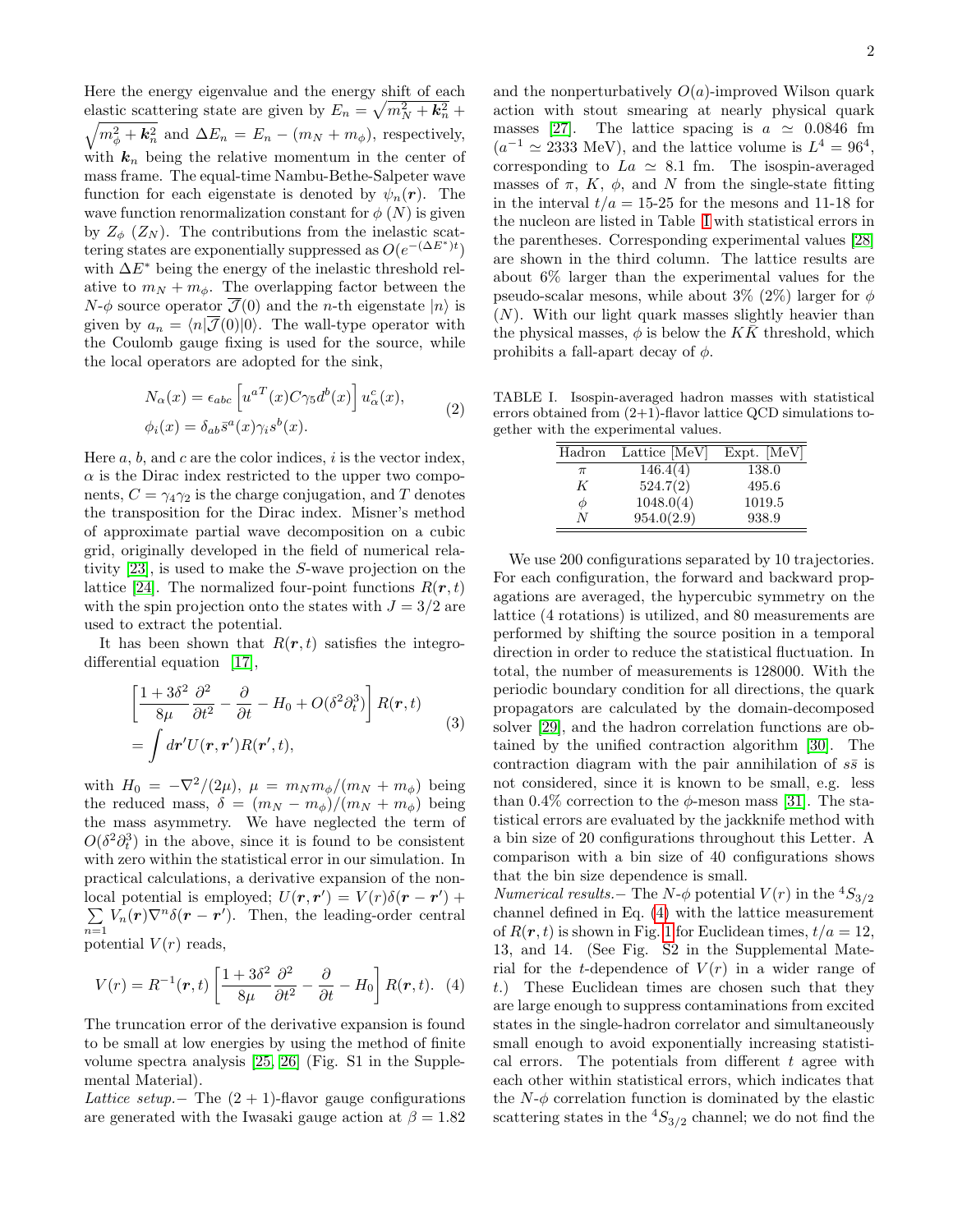Here the energy eigenvalue and the energy shift of each elastic scattering state are given by $E_n = \sqrt{m_N^2 + \boldsymbol{k}_n^2} + \sqrt{m_\phi^2 + \boldsymbol{k}_n^2}$ and $\Delta E_n = E_n - (m_N + m_\phi)$, respectively, with $\boldsymbol{k}_n$ being the relative momentum in the center of mass frame. The equal-time Nambu-Bethe-Salpeter wave function for each eigenstate is denoted by $\psi_n(\boldsymbol{r})$. The wave function renormalization constant for $\phi$ ($N$) is given by $Z_\phi$ ($Z_N$). The contributions from the inelastic scattering states are exponentially suppressed as $O(e^{-(\Delta E^*)t})$ with $\Delta E^*$ being the energy of the inelastic threshold relative to $m_N + m_\phi$. The overlapping factor between the $N$-$\phi$ source operator $\overline{\mathcal{J}}(0)$ and the $n$-th eigenstate $|n\rangle$ is given by $a_n = \langle n|\overline{\mathcal{J}}(0)|0\rangle$. The wall-type operator with the Coulomb gauge fixing is used for the source, while the local operators are adopted for the sink,

$$
\begin{aligned}
N_\alpha(x) &= \epsilon_{abc}\left[u^{aT}(x) C\gamma_5 d^b(x)\right] u_\alpha^c(x), \\
\phi_i(x) &= \delta_{ab}\bar{s}^a(x)\gamma_i s^b(x).
\end{aligned}
\tag{2}
$$

Here $a$, $b$, and $c$ are the color indices, $i$ is the vector index, $\alpha$ is the Dirac index restricted to the upper two components, $C = \gamma_4\gamma_2$ is the charge conjugation, and $T$ denotes the transposition for the Dirac index. Misner's method of approximate partial wave decomposition on a cubic grid, originally developed in the field of numerical relativity [23], is used to make the $S$-wave projection on the lattice [24]. The normalized four-point functions $R(\boldsymbol{r}, t)$ with the spin projection onto the states with $J = 3/2$ are used to extract the potential.

It has been shown that $R(\boldsymbol{r}, t)$ satisfies the integro-differential equation [17],

$$
\begin{aligned}
&\left[\frac{1+3\delta^2}{8\mu}\frac{\partial^2}{\partial t^2} - \frac{\partial}{\partial t} - H_0 + O(\delta^2\partial_t^3)\right] R(\boldsymbol{r}, t) \\
&= \int d\boldsymbol{r}' U(\boldsymbol{r}, \boldsymbol{r}') R(\boldsymbol{r}', t),
\end{aligned}
\tag{3}
$$

with $H_0 = -\nabla^2/(2\mu)$, $\mu = m_N m_\phi/(m_N + m_\phi)$ being the reduced mass, $\delta = (m_N - m_\phi)/(m_N + m_\phi)$ being the mass asymmetry. We have neglected the term of $O(\delta^2\partial_t^3)$ in the above, since it is found to be consistent with zero within the statistical error in our simulation. In practical calculations, a derivative expansion of the nonlocal potential is employed; $U(\boldsymbol{r}, \boldsymbol{r}') = V(r)\delta(\boldsymbol{r} - \boldsymbol{r}') + \sum_{n=1} V_n(\boldsymbol{r})\nabla^n\delta(\boldsymbol{r} - \boldsymbol{r}')$. Then, the leading-order central potential $V(r)$ reads,

$$
V(r) = R^{-1}(\boldsymbol{r}, t)\left[\frac{1+3\delta^2}{8\mu}\frac{\partial^2}{\partial t^2} - \frac{\partial}{\partial t} - H_0\right] R(\boldsymbol{r}, t). \tag{4}
$$

The truncation error of the derivative expansion is found to be small at low energies by using the method of finite volume spectra analysis [25, 26] (Fig. S1 in the Supplemental Material).

*Lattice setup.–* The (2 + 1)-flavor gauge configurations are generated with the Iwasaki gauge action at $\beta = 1.82$ and the nonperturbatively $O(a)$-improved Wilson quark action with stout smearing at nearly physical quark masses [27]. The lattice spacing is $a \simeq 0.0846$ fm ($a^{-1} \simeq 2333$ MeV), and the lattice volume is $L^4 = 96^4$, corresponding to $La \simeq 8.1$ fm. The isospin-averaged masses of $\pi$, $K$, $\phi$, and $N$ from the single-state fitting in the interval $t/a =$ 15-25 for the mesons and 11-18 for the nucleon are listed in Table I with statistical errors in the parentheses. Corresponding experimental values [28] are shown in the third column. The lattice results are about 6% larger than the experimental values for the pseudo-scalar mesons, while about 3% (2%) larger for $\phi$ ($N$). With our light quark masses slightly heavier than the physical masses, $\phi$ is below the $K\bar{K}$ threshold, which prohibits a fall-apart decay of $\phi$.

TABLE I. Isospin-averaged hadron masses with statistical errors obtained from (2+1)-flavor lattice QCD simulations together with the experimental values.

| Hadron | Lattice [MeV] | Expt. [MeV] |
|---|---|---|
| $\pi$ | 146.4(4) | 138.0 |
| $K$ | 524.7(2) | 495.6 |
| $\phi$ | 1048.0(4) | 1019.5 |
| $N$ | 954.0(2.9) | 938.9 |

We use 200 configurations separated by 10 trajectories. For each configuration, the forward and backward propagations are averaged, the hypercubic symmetry on the lattice (4 rotations) is utilized, and 80 measurements are performed by shifting the source position in a temporal direction in order to reduce the statistical fluctuation. In total, the number of measurements is 128000. With the periodic boundary condition for all directions, the quark propagators are calculated by the domain-decomposed solver [29], and the hadron correlation functions are obtained by the unified contraction algorithm [30]. The contraction diagram with the pair annihilation of $s\bar{s}$ is not considered, since it is known to be small, e.g. less than 0.4% correction to the $\phi$-meson mass [31]. The statistical errors are evaluated by the jackknife method with a bin size of 20 configurations throughout this Letter. A comparison with a bin size of 40 configurations shows that the bin size dependence is small.

*Numerical results.–* The $N$-$\phi$ potential $V(r)$ in the $^4S_{3/2}$ channel defined in Eq. (4) with the lattice measurement of $R(\boldsymbol{r}, t)$ is shown in Fig. 1 for Euclidean times, $t/a = 12$, 13, and 14. (See Fig. S2 in the Supplemental Material for the $t$-dependence of $V(r)$ in a wider range of $t$.) These Euclidean times are chosen such that they are large enough to suppress contaminations from excited states in the single-hadron correlator and simultaneously small enough to avoid exponentially increasing statistical errors. The potentials from different $t$ agree with each other within statistical errors, which indicates that the $N$-$\phi$ correlation function is dominated by the elastic scattering states in the $^4S_{3/2}$ channel; we do not find the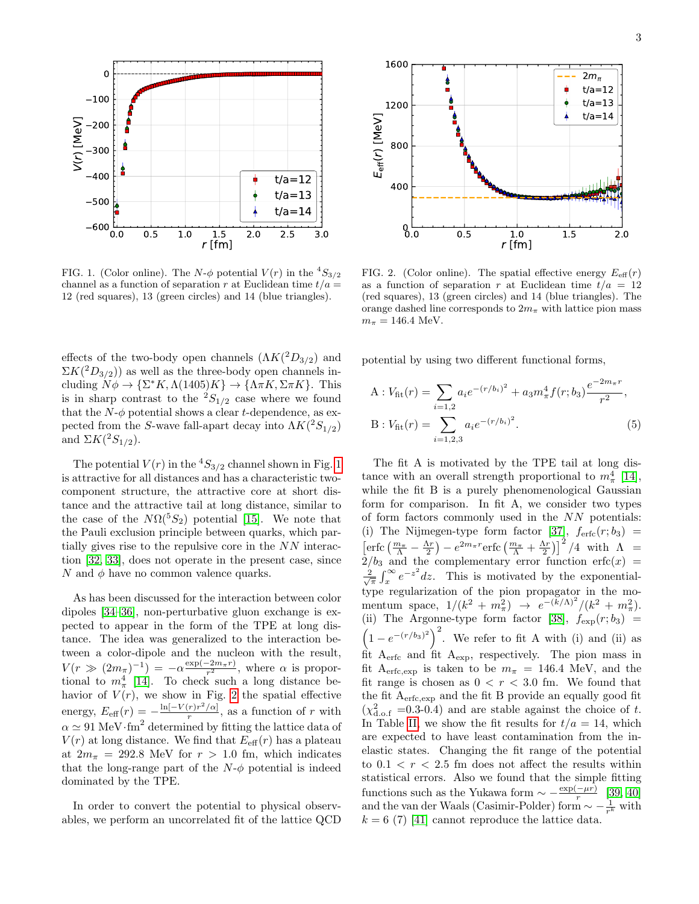FIG. 1. (Color online). The $N$-$\phi$ potential $V(r)$ in the $^4S_{3/2}$ channel as a function of separation $r$ at Euclidean time $t/a = 12$ (red squares), 13 (green circles) and 14 (blue triangles).

FIG. 2. (Color online). The spatial effective energy $E_{\rm eff}(r)$ as a function of separation $r$ at Euclidean time $t/a = 12$ (red squares), 13 (green circles) and 14 (blue triangles). The orange dashed line corresponds to $2m_\pi$ with lattice pion mass $m_\pi = 146.4$ MeV.

effects of the two-body open channels ($\Lambda K(^2D_{3/2})$ and $\Sigma K(^2D_{3/2})$) as well as the three-body open channels including $N\phi \to \{\Sigma^* K, \Lambda(1405)K\} \to \{\Lambda\pi K, \Sigma\pi K\}$. This is in sharp contrast to the $^2S_{1/2}$ case where we found that the $N$-$\phi$ potential shows a clear $t$-dependence, as expected from the $S$-wave fall-apart decay into $\Lambda K(^2S_{1/2})$ and $\Sigma K(^2S_{1/2})$.

The potential $V(r)$ in the $^4S_{3/2}$ channel shown in Fig. 1 is attractive for all distances and has a characteristic two-component structure, the attractive core at short distance and the attractive tail at long distance, similar to the case of the $N\Omega(^5S_2)$ potential [15]. We note that the Pauli exclusion principle between quarks, which partially gives rise to the repulsive core in the $NN$ interaction [32, 33], does not operate in the present case, since $N$ and $\phi$ have no common valence quarks.

As has been discussed for the interaction between color dipoles [34–36], non-perturbative gluon exchange is expected to appear in the form of the TPE at long distance. The idea was generalized to the interaction between a color-dipole and the nucleon with the result, $V(r \gg (2m_\pi)^{-1}) = -\alpha\frac{\exp(-2m_\pi r)}{r^2}$, where $\alpha$ is proportional to $m_\pi^4$ [14]. To check such a long distance behavior of $V(r)$, we show in Fig. 2 the spatial effective energy, $E_{\rm eff}(r) = -\frac{\ln[-V(r)r^2/\alpha]}{r}$, as a function of $r$ with $\alpha \simeq 91$ MeV$\cdot$fm$^2$ determined by fitting the lattice data of $V(r)$ at long distance. We find that $E_{\rm eff}(r)$ has a plateau at $2m_\pi = 292.8$ MeV for $r > 1.0$ fm, which indicates that the long-range part of the $N$-$\phi$ potential is indeed dominated by the TPE.

In order to convert the potential to physical observables, we perform an uncorrelated fit of the lattice QCD potential by using two different functional forms,

$$
\begin{aligned}
\mathrm{A}: V_{\rm fit}(r) &= \sum_{i=1,2} a_i e^{-(r/b_i)^2} + a_3 m_\pi^4 f(r;b_3)\frac{e^{-2m_\pi r}}{r^2}, \\
\mathrm{B}: V_{\rm fit}(r) &= \sum_{i=1,2,3} a_i e^{-(r/b_i)^2}.
\end{aligned} \tag{5}
$$

The fit A is motivated by the TPE tail at long distance with an overall strength proportional to $m_\pi^4$ [14], while the fit B is a purely phenomenological Gaussian form for comparison. In fit A, we consider two types of form factors commonly used in the $NN$ potentials: (i) The Nijmegen-type form factor [37], $f_{\rm erfc}(r;b_3) = \left[\mathrm{erfc}\left(\frac{m_\pi}{\Lambda} - \frac{\Lambda r}{2}\right) - e^{2m_\pi r}\mathrm{erfc}\left(\frac{m_\pi}{\Lambda} + \frac{\Lambda r}{2}\right)\right]^2/4$ with $\Lambda = 2/b_3$ and the complementary error function $\mathrm{erfc}(x) = \frac{2}{\sqrt{\pi}}\int_x^\infty e^{-z^2}dz$. This is motivated by the exponential-type regularization of the pion propagator in the momentum space, $1/(k^2 + m_\pi^2) \to e^{-(k/\Lambda)^2}/(k^2 + m_\pi^2)$. (ii) The Argonne-type form factor [38], $f_{\rm exp}(r;b_3) = \left(1 - e^{-(r/b_3)^2}\right)^2$. We refer to fit A with (i) and (ii) as fit $\mathrm{A_{erfc}}$ and fit $\mathrm{A_{exp}}$, respectively. The pion mass in fit $\mathrm{A_{erfc,exp}}$ is taken to be $m_\pi = 146.4$ MeV, and the fit range is chosen as $0 < r < 3.0$ fm. We found that the fit $\mathrm{A_{erfc,exp}}$ and the fit B provide an equally good fit ($\chi^2_{\rm d.o.f}$ =0.3-0.4) and are stable against the choice of $t$. In Table II, we show the fit results for $t/a = 14$, which are expected to have least contamination from the inelastic states. Changing the fit range of the potential to $0.1 < r < 2.5$ fm does not affect the results within statistical errors. Also we found that the simple fitting functions such as the Yukawa form $\sim -\frac{\exp(-\mu r)}{r}$ [39, 40] and the van der Waals (Casimir-Polder) form $\sim -\frac{1}{r^k}$ with $k = 6$ (7) [41] cannot reproduce the lattice data.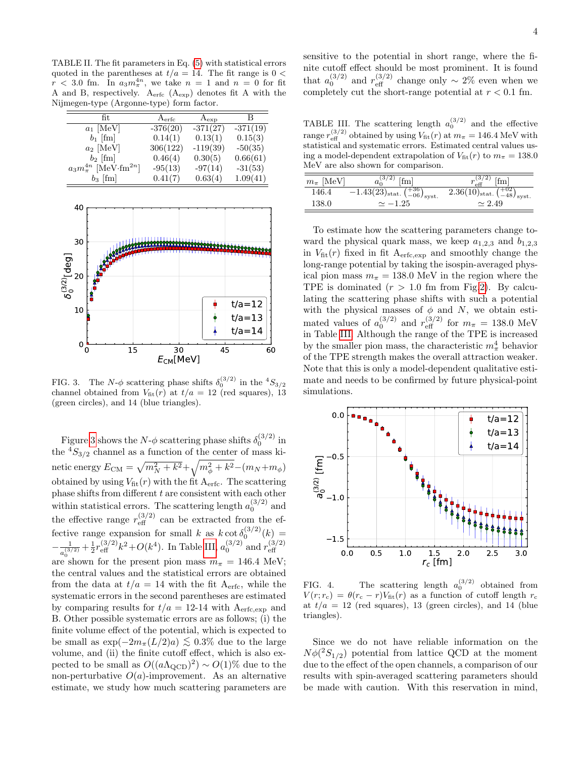TABLE II. The fit parameters in Eq. (5) with statistical errors quoted in the parentheses at $t/a = 14$. The fit range is $0 < r < 3.0$ fm. In $a_3 m_\pi^{4n}$, we take $n = 1$ and $n = 0$ for fit A and B, respectively. $\mathrm{A_{erfc}}$ ($\mathrm{A_{exp}}$) denotes fit A with the Nijmegen-type (Argonne-type) form factor.

| fit | $\mathrm{A_{erfc}}$ | $\mathrm{A_{exp}}$ | B |
|---|---|---|---|
| $a_1$ [MeV] | -376(20) | -371(27) | -371(19) |
| $b_1$ [fm] | 0.14(1) | 0.13(1) | 0.15(3) |
| $a_2$ [MeV] | 306(122) | -119(39) | -50(35) |
| $b_2$ [fm] | 0.46(4) | 0.30(5) | 0.66(61) |
| $a_3 m_\pi^{4n}$ [MeV·fm$^{2n}$] | -95(13) | -97(14) | -31(53) |
| $b_3$ [fm] | 0.41(7) | 0.63(4) | 1.09(41) |

FIG. 3. The $N$-$\phi$ scattering phase shifts $\delta_0^{(3/2)}$ in the ${}^4S_{3/2}$ channel obtained from $V_{\rm fit}(r)$ at $t/a = 12$ (red squares), 13 (green circles), and 14 (blue triangles).

Figure 3 shows the $N$-$\phi$ scattering phase shifts $\delta_0^{(3/2)}$ in the ${}^4S_{3/2}$ channel as a function of the center of mass kinetic energy $E_{\rm CM} = \sqrt{m_N^2 + k^2} + \sqrt{m_\phi^2 + k^2} - (m_N + m_\phi)$ obtained by using $V_{\rm fit}(r)$ with the fit $\mathrm{A_{erfc}}$. The scattering phase shifts from different $t$ are consistent with each other within statistical errors. The scattering length $a_0^{(3/2)}$ and the effective range $r_{\rm eff}^{(3/2)}$ can be extracted from the effective range expansion for small $k$ as $k\cot\delta_0^{(3/2)}(k) = -\frac{1}{a_0^{(3/2)}} + \frac{1}{2}r_{\rm eff}^{(3/2)}k^2 + O(k^4)$. In Table III, $a_0^{(3/2)}$ and $r_{\rm eff}^{(3/2)}$ are shown for the present pion mass $m_\pi = 146.4$ MeV; the central values and the statistical errors are obtained from the data at $t/a = 14$ with the fit $\mathrm{A_{erfc}}$, while the systematic errors in the second parentheses are estimated by comparing results for $t/a =$ 12-14 with $\mathrm{A_{erfc,exp}}$ and B. Other possible systematic errors are as follows; (i) the finite volume effect of the potential, which is expected to be small as $\exp(-2m_\pi(L/2)a) \lesssim 0.3\%$ due to the large volume, and (ii) the finite cutoff effect, which is also expected to be small as $O((a\Lambda_{\rm QCD})^2) \sim O(1)\%$ due to the non-perturbative $O(a)$-improvement. As an alternative estimate, we study how much scattering parameters are sensitive to the potential in short range, where the finite cutoff effect should be most prominent. It is found that $a_0^{(3/2)}$ and $r_{\rm eff}^{(3/2)}$ change only $\sim 2\%$ even when we completely cut the short-range potential at $r < 0.1$ fm.

TABLE III. The scattering length $a_0^{(3/2)}$ and the effective range $r_{\rm eff}^{(3/2)}$ obtained by using $V_{\rm fit}(r)$ at $m_\pi = 146.4$ MeV with statistical and systematic errors. Estimated central values using a model-dependent extrapolation of $V_{\rm fit}(r)$ to $m_\pi = 138.0$ MeV are also shown for comparison.

| $m_\pi$ [MeV] | $a_0^{(3/2)}$ [fm] | $r_{\rm eff}^{(3/2)}$ [fm] |
|---|---|---|
| 146.4 | $-1.43(23)_{\rm stat.}\left(^{+36}_{-06}\right)_{\rm syst.}$ | $2.36(10)_{\rm stat.}\left(^{+02}_{-48}\right)_{\rm syst.}$ |
| 138.0 | $\simeq -1.25$ | $\simeq 2.49$ |

To estimate how the scattering parameters change toward the physical quark mass, we keep $a_{1,2,3}$ and $b_{1,2,3}$ in $V_{\rm fit}(r)$ fixed in fit $\mathrm{A_{erfc,exp}}$ and smoothly change the long-range potential by taking the isospin-averaged physical pion mass $m_\pi = 138.0$ MeV in the region where the TPE is dominated ($r > 1.0$ fm from Fig.2). By calculating the scattering phase shifts with such a potential with the physical masses of $\phi$ and $N$, we obtain estimated values of $a_0^{(3/2)}$ and $r_{\rm eff}^{(3/2)}$ for $m_\pi = 138.0$ MeV in Table III. Although the range of the TPE is increased by the smaller pion mass, the characteristic $m_\pi^4$ behavior of the TPE strength makes the overall attraction weaker. Note that this is only a model-dependent qualitative estimate and needs to be confirmed by future physical-point simulations.

FIG. 4. The scattering length $a_0^{(3/2)}$ obtained from $V(r; r_c) = \theta(r_c - r)V_{\rm fit}(r)$ as a function of cutoff length $r_c$ at $t/a = 12$ (red squares), 13 (green circles), and 14 (blue triangles).

Since we do not have reliable information on the $N\phi({}^2S_{1/2})$ potential from lattice QCD at the moment due to the effect of the open channels, a comparison of our results with spin-averaged scattering parameters should be made with caution. With this reservation in mind,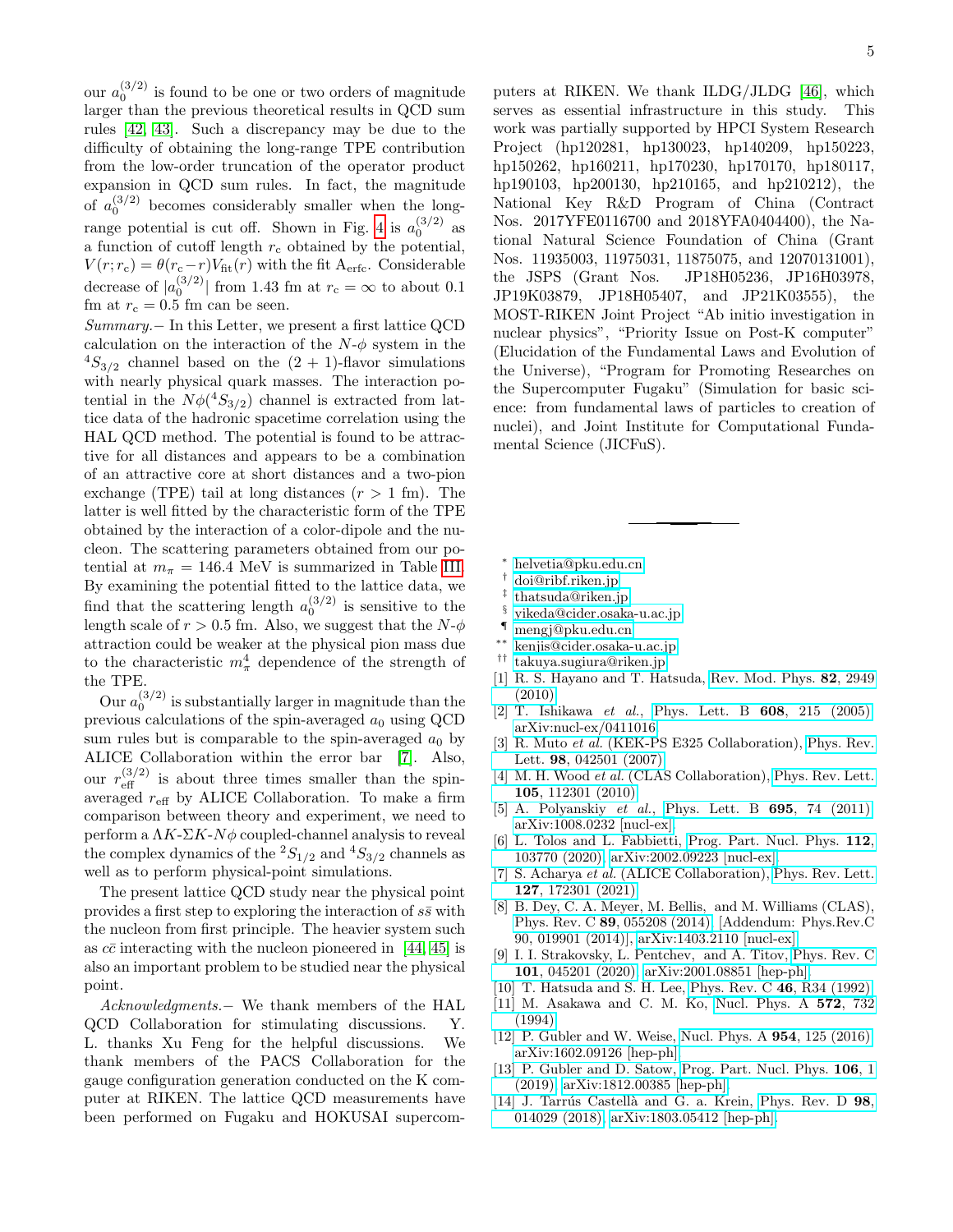our $a_0^{(3/2)}$ is found to be one or two orders of magnitude larger than the previous theoretical results in QCD sum rules [42, 43]. Such a discrepancy may be due to the difficulty of obtaining the long-range TPE contribution from the low-order truncation of the operator product expansion in QCD sum rules. In fact, the magnitude of $a_0^{(3/2)}$ becomes considerably smaller when the long-range potential is cut off. Shown in Fig. 4 is $a_0^{(3/2)}$ as a function of cutoff length $r_c$ obtained by the potential, $V(r; r_c) = \theta(r_c - r)V_{\rm fit}(r)$ with the fit $A_{\rm erfc}$. Considerable decrease of $|a_0^{(3/2)}|$ from 1.43 fm at $r_c = \infty$ to about 0.1 fm at $r_c = 0.5$ fm can be seen.

*Summary.*– In this Letter, we present a first lattice QCD calculation on the interaction of the $N$-$\phi$ system in the $^4S_{3/2}$ channel based on the $(2+1)$-flavor simulations with nearly physical quark masses. The interaction potential in the $N\phi(^4S_{3/2})$ channel is extracted from lattice data of the hadronic spacetime correlation using the HAL QCD method. The potential is found to be attractive for all distances and appears to be a combination of an attractive core at short distances and a two-pion exchange (TPE) tail at long distances ($r > 1$ fm). The latter is well fitted by the characteristic form of the TPE obtained by the interaction of a color-dipole and the nucleon. The scattering parameters obtained from our potential at $m_\pi = 146.4$ MeV is summarized in Table III. By examining the potential fitted to the lattice data, we find that the scattering length $a_0^{(3/2)}$ is sensitive to the length scale of $r > 0.5$ fm. Also, we suggest that the $N$-$\phi$ attraction could be weaker at the physical pion mass due to the characteristic $m_\pi^4$ dependence of the strength of the TPE.

Our $a_0^{(3/2)}$ is substantially larger in magnitude than the previous calculations of the spin-averaged $a_0$ using QCD sum rules but is comparable to the spin-averaged $a_0$ by ALICE Collaboration within the error bar [7]. Also, our $r_{\rm eff}^{(3/2)}$ is about three times smaller than the spin-averaged $r_{\rm eff}$ by ALICE Collaboration. To make a firm comparison between theory and experiment, we need to perform a $\Lambda K$-$\Sigma K$-$N\phi$ coupled-channel analysis to reveal the complex dynamics of the $^2S_{1/2}$ and $^4S_{3/2}$ channels as well as to perform physical-point simulations.

The present lattice QCD study near the physical point provides a first step to exploring the interaction of $s\bar{s}$ with the nucleon from first principle. The heavier system such as $c\bar{c}$ interacting with the nucleon pioneered in [44, 45] is also an important problem to be studied near the physical point.

*Acknowledgments.*– We thank members of the HAL QCD Collaboration for stimulating discussions. Y. L. thanks Xu Feng for the helpful discussions. We thank members of the PACS Collaboration for the gauge configuration generation conducted on the K computer at RIKEN. The lattice QCD measurements have been performed on Fugaku and HOKUSAI supercomputers at RIKEN. We thank ILDG/JLDG [46], which serves as essential infrastructure in this study. This work was partially supported by HPCI System Research Project (hp120281, hp130023, hp140209, hp150223, hp150262, hp160211, hp170230, hp170170, hp180117, hp190103, hp200130, hp210165, and hp210212), the National Key R&D Program of China (Contract Nos. 2017YFE0116700 and 2018YFA0404400), the National Natural Science Foundation of China (Grant Nos. 11935003, 11975031, 11875075, and 12070131001), the JSPS (Grant Nos. JP18H05236, JP16H03978, JP19K03879, JP18H05407, and JP21K03555), the MOST-RIKEN Joint Project "Ab initio investigation in nuclear physics", "Priority Issue on Post-K computer" (Elucidation of the Fundamental Laws and Evolution of the Universe), "Program for Promoting Researches on the Supercomputer Fugaku" (Simulation for basic science: from fundamental laws of particles to creation of nuclei), and Joint Institute for Computational Fundamental Science (JICFuS).

---

[*] helvetia@pku.edu.cn
[†] doi@ribf.riken.jp
[‡] thatsuda@riken.jp
[§] yikeda@cider.osaka-u.ac.jp
[¶] mengj@pku.edu.cn
[**] kenjis@cider.osaka-u.ac.jp
[††] takuya.sugiura@riken.jp

[1] R. S. Hayano and T. Hatsuda, Rev. Mod. Phys. **82**, 2949 (2010).
[2] T. Ishikawa *et al.*, Phys. Lett. B **608**, 215 (2005), arXiv:nucl-ex/0411016.
[3] R. Muto *et al.* (KEK-PS E325 Collaboration), Phys. Rev. Lett. **98**, 042501 (2007).
[4] M. H. Wood *et al.* (CLAS Collaboration), Phys. Rev. Lett. **105**, 112301 (2010).
[5] A. Polyanskiy *et al.*, Phys. Lett. B **695**, 74 (2011), arXiv:1008.0232 [nucl-ex].
[6] L. Tolos and L. Fabbietti, Prog. Part. Nucl. Phys. **112**, 103770 (2020), arXiv:2002.09223 [nucl-ex].
[7] S. Acharya *et al.* (ALICE Collaboration), Phys. Rev. Lett. **127**, 172301 (2021).
[8] B. Dey, C. A. Meyer, M. Bellis, and M. Williams (CLAS), Phys. Rev. C **89**, 055208 (2014), [Addendum: Phys.Rev.C 90, 019901 (2014)], arXiv:1403.2110 [nucl-ex].
[9] I. I. Strakovsky, L. Pentchev, and A. Titov, Phys. Rev. C **101**, 045201 (2020), arXiv:2001.08851 [hep-ph].
[10] T. Hatsuda and S. H. Lee, Phys. Rev. C **46**, R34 (1992).
[11] M. Asakawa and C. M. Ko, Nucl. Phys. A **572**, 732 (1994).
[12] P. Gubler and W. Weise, Nucl. Phys. A **954**, 125 (2016), arXiv:1602.09126 [hep-ph].
[13] P. Gubler and D. Satow, Prog. Part. Nucl. Phys. **106**, 1 (2019), arXiv:1812.00385 [hep-ph].
[14] J. Tarrús Castellà and G. a. Krein, Phys. Rev. D **98**, 014029 (2018), arXiv:1803.05412 [hep-ph].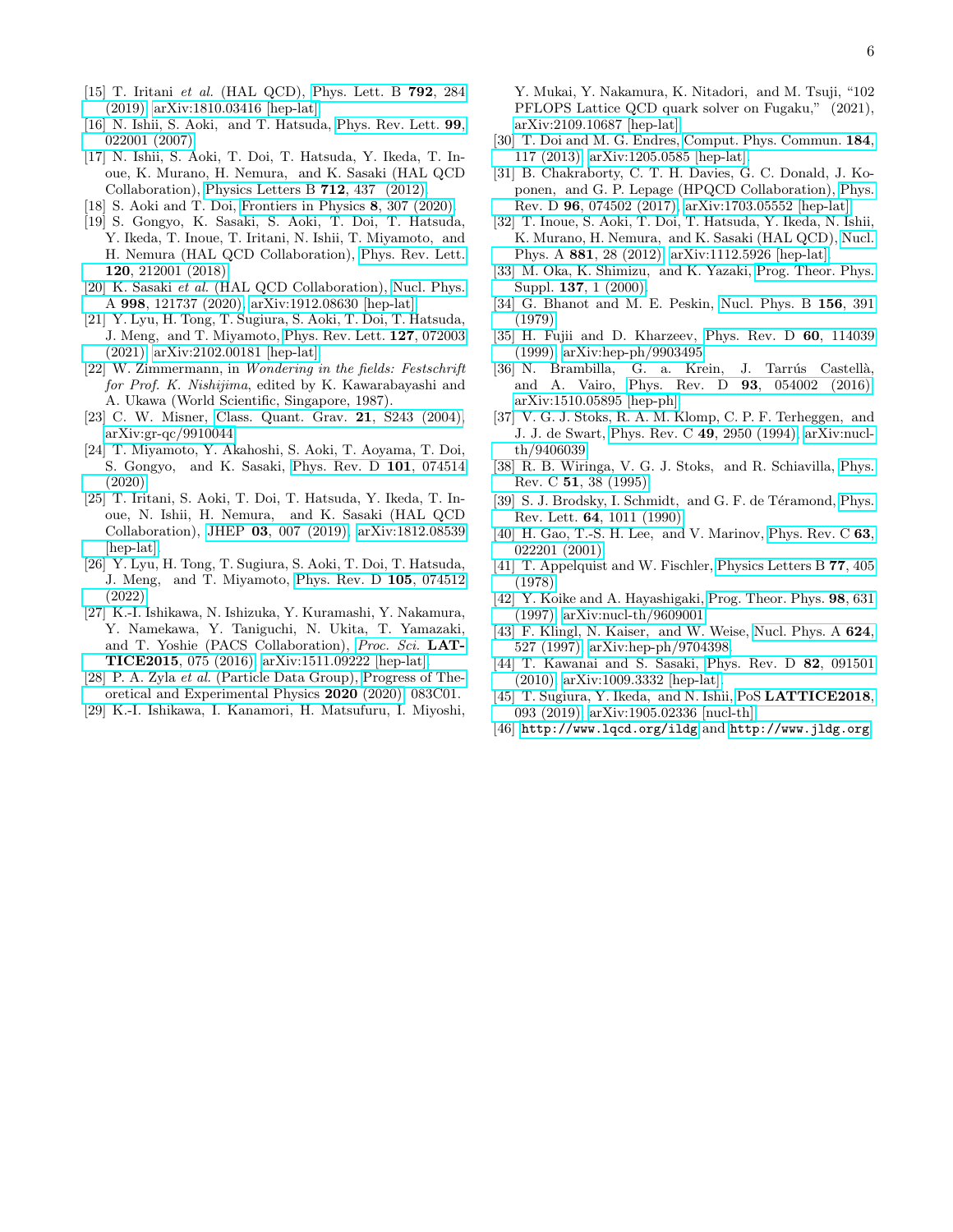[15] T. Iritani *et al.* (HAL QCD), Phys. Lett. B **792**, 284 (2019), arXiv:1810.03416 [hep-lat].

[16] N. Ishii, S. Aoki, and T. Hatsuda, Phys. Rev. Lett. **99**, 022001 (2007).

[17] N. Ishii, S. Aoki, T. Doi, T. Hatsuda, Y. Ikeda, T. Inoue, K. Murano, H. Nemura, and K. Sasaki (HAL QCD Collaboration), Physics Letters B **712**, 437 (2012).

[18] S. Aoki and T. Doi, Frontiers in Physics **8**, 307 (2020).

[19] S. Gongyo, K. Sasaki, S. Aoki, T. Doi, T. Hatsuda, Y. Ikeda, T. Inoue, T. Iritani, N. Ishii, T. Miyamoto, and H. Nemura (HAL QCD Collaboration), Phys. Rev. Lett. **120**, 212001 (2018).

[20] K. Sasaki *et al.* (HAL QCD Collaboration), Nucl. Phys. A **998**, 121737 (2020), arXiv:1912.08630 [hep-lat].

[21] Y. Lyu, H. Tong, T. Sugiura, S. Aoki, T. Doi, T. Hatsuda, J. Meng, and T. Miyamoto, Phys. Rev. Lett. **127**, 072003 (2021), arXiv:2102.00181 [hep-lat].

[22] W. Zimmermann, in *Wondering in the fields: Festschrift for Prof. K. Nishijima*, edited by K. Kawarabayashi and A. Ukawa (World Scientific, Singapore, 1987).

[23] C. W. Misner, Class. Quant. Grav. **21**, S243 (2004), arXiv:gr-qc/9910044.

[24] T. Miyamoto, Y. Akahoshi, S. Aoki, T. Aoyama, T. Doi, S. Gongyo, and K. Sasaki, Phys. Rev. D **101**, 074514 (2020).

[25] T. Iritani, S. Aoki, T. Doi, T. Hatsuda, Y. Ikeda, T. Inoue, N. Ishii, H. Nemura, and K. Sasaki (HAL QCD Collaboration), JHEP **03**, 007 (2019), arXiv:1812.08539 [hep-lat].

[26] Y. Lyu, H. Tong, T. Sugiura, S. Aoki, T. Doi, T. Hatsuda, J. Meng, and T. Miyamoto, Phys. Rev. D **105**, 074512 (2022).

[27] K.-I. Ishikawa, N. Ishizuka, Y. Kuramashi, Y. Nakamura, Y. Namekawa, Y. Taniguchi, N. Ukita, T. Yamazaki, and T. Yoshie (PACS Collaboration), *Proc. Sci.* **LATTICE2015**, 075 (2016), arXiv:1511.09222 [hep-lat].

[28] P. A. Zyla *et al.* (Particle Data Group), Progress of Theoretical and Experimental Physics **2020** (2020), 083C01.

[29] K.-I. Ishikawa, I. Kanamori, H. Matsufuru, I. Miyoshi, Y. Mukai, Y. Nakamura, K. Nitadori, and M. Tsuji, "102 PFLOPS Lattice QCD quark solver on Fugaku," (2021), arXiv:2109.10687 [hep-lat].

[30] T. Doi and M. G. Endres, Comput. Phys. Commun. **184**, 117 (2013), arXiv:1205.0585 [hep-lat].

[31] B. Chakraborty, C. T. H. Davies, G. C. Donald, J. Koponen, and G. P. Lepage (HPQCD Collaboration), Phys. Rev. D **96**, 074502 (2017), arXiv:1703.05552 [hep-lat].

[32] T. Inoue, S. Aoki, T. Doi, T. Hatsuda, Y. Ikeda, N. Ishii, K. Murano, H. Nemura, and K. Sasaki (HAL QCD), Nucl. Phys. A **881**, 28 (2012), arXiv:1112.5926 [hep-lat].

[33] M. Oka, K. Shimizu, and K. Yazaki, Prog. Theor. Phys. Suppl. **137**, 1 (2000).

[34] G. Bhanot and M. E. Peskin, Nucl. Phys. B **156**, 391 (1979).

[35] H. Fujii and D. Kharzeev, Phys. Rev. D **60**, 114039 (1999), arXiv:hep-ph/9903495.

[36] N. Brambilla, G. a. Krein, J. Tarrús Castellà, and A. Vairo, Phys. Rev. D **93**, 054002 (2016), arXiv:1510.05895 [hep-ph].

[37] V. G. J. Stoks, R. A. M. Klomp, C. P. F. Terheggen, and J. J. de Swart, Phys. Rev. C **49**, 2950 (1994), arXiv:nucl-th/9406039.

[38] R. B. Wiringa, V. G. J. Stoks, and R. Schiavilla, Phys. Rev. C **51**, 38 (1995).

[39] S. J. Brodsky, I. Schmidt, and G. F. de Téramond, Phys. Rev. Lett. **64**, 1011 (1990).

[40] H. Gao, T.-S. H. Lee, and V. Marinov, Phys. Rev. C **63**, 022201 (2001).

[41] T. Appelquist and W. Fischler, Physics Letters B **77**, 405 (1978).

[42] Y. Koike and A. Hayashigaki, Prog. Theor. Phys. **98**, 631 (1997), arXiv:nucl-th/9609001.

[43] F. Klingl, N. Kaiser, and W. Weise, Nucl. Phys. A **624**, 527 (1997), arXiv:hep-ph/9704398.

[44] T. Kawanai and S. Sasaki, Phys. Rev. D **82**, 091501 (2010), arXiv:1009.3332 [hep-lat].

[45] T. Sugiura, Y. Ikeda, and N. Ishii, PoS **LATTICE2018**, 093 (2019), arXiv:1905.02336 [nucl-th].

[46] `http://www.lqcd.org/ildg` and `http://www.jldg.org`.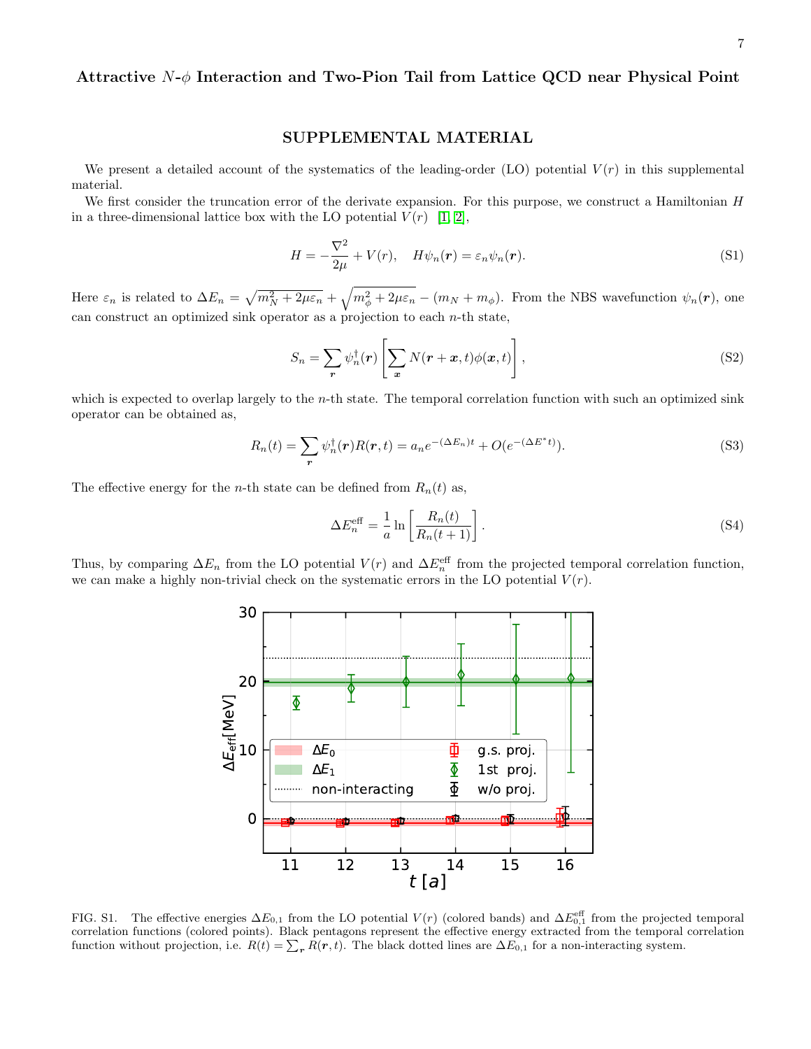## Attractive $N$-$\phi$ Interaction and Two-Pion Tail from Lattice QCD near Physical Point

### SUPPLEMENTAL MATERIAL

We present a detailed account of the systematics of the leading-order (LO) potential $V(r)$ in this supplemental material.

We first consider the truncation error of the derivate expansion. For this purpose, we construct a Hamiltonian $H$ in a three-dimensional lattice box with the LO potential $V(r)$ [1, 2],

$$H = -\frac{\nabla^2}{2\mu} + V(r), \quad H\psi_n(\boldsymbol{r}) = \varepsilon_n \psi_n(\boldsymbol{r}). \tag{S1}$$

Here $\varepsilon_n$ is related to $\Delta E_n = \sqrt{m_N^2 + 2\mu\varepsilon_n} + \sqrt{m_\phi^2 + 2\mu\varepsilon_n} - (m_N + m_\phi)$. From the NBS wavefunction $\psi_n(\boldsymbol{r})$, one can construct an optimized sink operator as a projection to each $n$-th state,

$$S_n = \sum_{\boldsymbol{r}} \psi_n^\dagger(\boldsymbol{r}) \left[ \sum_{\boldsymbol{x}} N(\boldsymbol{r}+\boldsymbol{x}, t)\phi(\boldsymbol{x}, t) \right], \tag{S2}$$

which is expected to overlap largely to the $n$-th state. The temporal correlation function with such an optimized sink operator can be obtained as,

$$R_n(t) = \sum_{\boldsymbol{r}} \psi_n^\dagger(\boldsymbol{r}) R(\boldsymbol{r}, t) = a_n e^{-(\Delta E_n)t} + O(e^{-(\Delta E^* t)}). \tag{S3}$$

The effective energy for the $n$-th state can be defined from $R_n(t)$ as,

$$\Delta E_n^{\text{eff}} = \frac{1}{a} \ln \left[ \frac{R_n(t)}{R_n(t+1)} \right]. \tag{S4}$$

Thus, by comparing $\Delta E_n$ from the LO potential $V(r)$ and $\Delta E_n^{\text{eff}}$ from the projected temporal correlation function, we can make a highly non-trivial check on the systematic errors in the LO potential $V(r)$.

FIG. S1. The effective energies $\Delta E_{0,1}$ from the LO potential $V(r)$ (colored bands) and $\Delta E_{0,1}^{\text{eff}}$ from the projected temporal correlation functions (colored points). Black pentagons represent the effective energy extracted from the temporal correlation function without projection, i.e. $R(t) = \sum_{\boldsymbol{r}} R(\boldsymbol{r}, t)$. The black dotted lines are $\Delta E_{0,1}$ for a non-interacting system.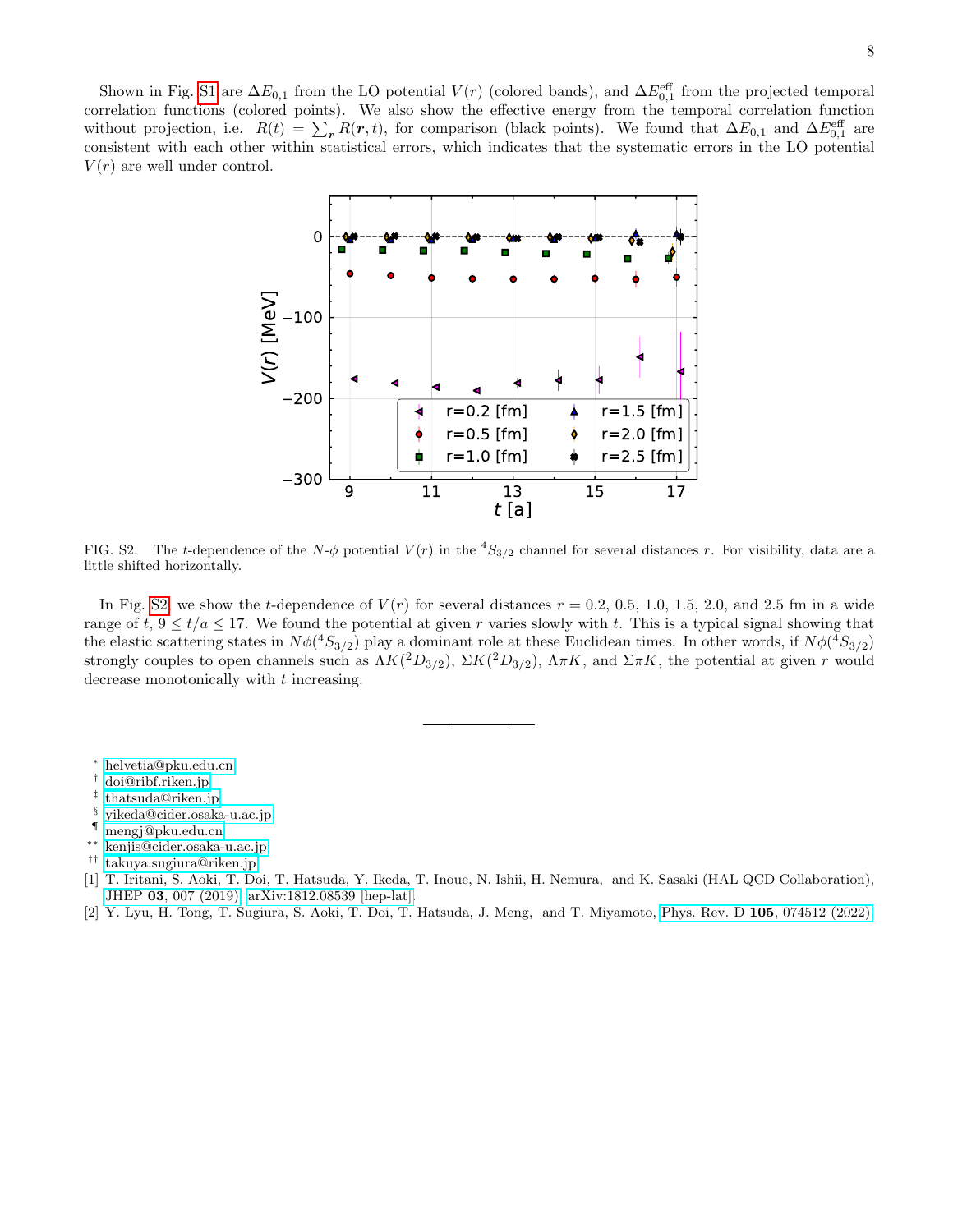Shown in Fig. S1 are $\Delta E_{0,1}$ from the LO potential $V(r)$ (colored bands), and $\Delta E^{\text{eff}}_{0,1}$ from the projected temporal correlation functions (colored points). We also show the effective energy from the temporal correlation function without projection, i.e. $R(t) = \sum_{\boldsymbol{r}} R(\boldsymbol{r}, t)$, for comparison (black points). We found that $\Delta E_{0,1}$ and $\Delta E^{\text{eff}}_{0,1}$ are consistent with each other within statistical errors, which indicates that the systematic errors in the LO potential $V(r)$ are well under control.

0
−100
−200
−300
$V(r)$ [MeV]
9
11
13
15
17
$t$ [a]
r=0.2 [fm]
r=0.5 [fm]
r=1.0 [fm]
r=1.5 [fm]
r=2.0 [fm]
r=2.5 [fm]

FIG. S2. The $t$-dependence of the $N$-$\phi$ potential $V(r)$ in the $^4S_{3/2}$ channel for several distances $r$. For visibility, data are a little shifted horizontally.

In Fig. S2, we show the $t$-dependence of $V(r)$ for several distances $r = 0.2$, 0.5, 1.0, 1.5, 2.0, and 2.5 fm in a wide range of $t$, $9 \le t/a \le 17$. We found the potential at given $r$ varies slowly with $t$. This is a typical signal showing that the elastic scattering states in $N\phi(^4S_{3/2})$ play a dominant role at these Euclidean times. In other words, if $N\phi(^4S_{3/2})$ strongly couples to open channels such as $\Lambda K(^2D_{3/2})$, $\Sigma K(^2D_{3/2})$, $\Lambda\pi K$, and $\Sigma\pi K$, the potential at given $r$ would decrease monotonically with $t$ increasing.

---

\* helvetia@pku.edu.cn
† doi@ribf.riken.jp
‡ thatsuda@riken.jp
§ yikeda@cider.osaka-u.ac.jp
¶ mengj@pku.edu.cn
\*\* kenjis@cider.osaka-u.ac.jp
†† takuya.sugiura@riken.jp

[1] T. Iritani, S. Aoki, T. Doi, T. Hatsuda, Y. Ikeda, T. Inoue, N. Ishii, H. Nemura, and K. Sasaki (HAL QCD Collaboration), JHEP **03**, 007 (2019), arXiv:1812.08539 [hep-lat].

[2] Y. Lyu, H. Tong, T. Sugiura, S. Aoki, T. Doi, T. Hatsuda, J. Meng, and T. Miyamoto, Phys. Rev. D **105**, 074512 (2022).